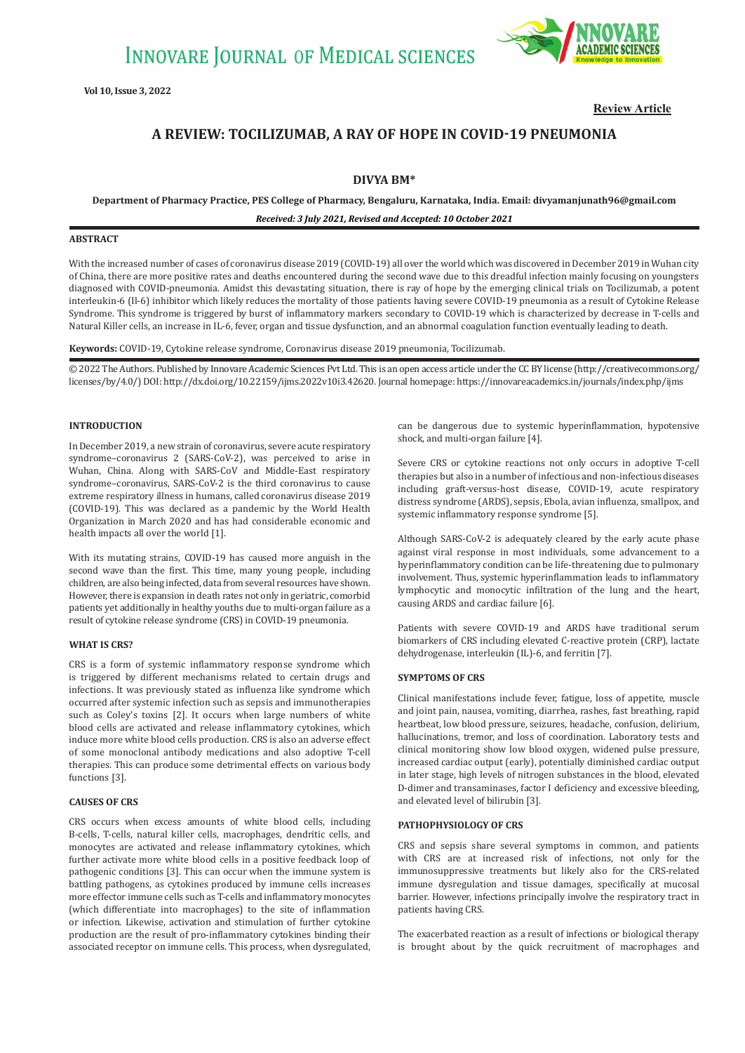Review Article

# A REVIEW: TOCILIZUMAB, A RAY OF HOPE IN COVID-19 PNEUMONIA

**DIVYA BM***

**Department of Pharmacy Practice, PES College of Pharmacy, Bengaluru, Karnataka, India. Email: divyamanjunath96@gmail.com**

*Received: 3 July 2021, Revised and Accepted: 10 October 2021*

## ABSTRACT

With the increased number of cases of coronavirus disease 2019 (COVID-19) all over the world which was discovered in December 2019 in Wuhan city of China, there are more positive rates and deaths encountered during the second wave due to this dreadful infection mainly focusing on youngsters diagnosed with COVID-pneumonia. Amidst this devastating situation, there is ray of hope by the emerging clinical trials on Tocilizumab, a potent interleukin-6 (Il-6) inhibitor which likely reduces the mortality of those patients having severe COVID-19 pneumonia as a result of Cytokine Release Syndrome. This syndrome is triggered by burst of inflammatory markers secondary to COVID-19 which is characterized by decrease in T-cells and Natural Killer cells, an increase in IL-6, fever, organ and tissue dysfunction, and an abnormal coagulation function eventually leading to death.

**Keywords:** COVID-19, Cytokine release syndrome, Coronavirus disease 2019 pneumonia, Tocilizumab.

© 2022 The Authors. Published by Innovare Academic Sciences Pvt Ltd. This is an open access article under the CC BY license (http://creativecommons.org/licenses/by/4.0/) DOI: http://dx.doi.org/10.22159/ijms.2022v10i3.42620. Journal homepage: https://innovareacademics.in/journals/index.php/ijms

## INTRODUCTION

In December 2019, a new strain of coronavirus, severe acute respiratory syndrome–coronavirus 2 (SARS-CoV-2), was perceived to arise in Wuhan, China. Along with SARS-CoV and Middle-East respiratory syndrome–coronavirus, SARS-CoV-2 is the third coronavirus to cause extreme respiratory illness in humans, called coronavirus disease 2019 (COVID-19). This was declared as a pandemic by the World Health Organization in March 2020 and has had considerable economic and health impacts all over the world [1].

With its mutating strains, COVID-19 has caused more anguish in the second wave than the first. This time, many young people, including children, are also being infected, data from several resources have shown. However, there is expansion in death rates not only in geriatric, comorbid patients yet additionally in healthy youths due to multi-organ failure as a result of cytokine release syndrome (CRS) in COVID-19 pneumonia.

## WHAT IS CRS?

CRS is a form of systemic inflammatory response syndrome which is triggered by different mechanisms related to certain drugs and infections. It was previously stated as influenza like syndrome which occurred after systemic infection such as sepsis and immunotherapies such as Coley's toxins [2]. It occurs when large numbers of white blood cells are activated and release inflammatory cytokines, which induce more white blood cells production. CRS is also an adverse effect of some monoclonal antibody medications and also adoptive T-cell therapies. This can produce some detrimental effects on various body functions [3].

## CAUSES OF CRS

CRS occurs when excess amounts of white blood cells, including B-cells, T-cells, natural killer cells, macrophages, dendritic cells, and monocytes are activated and release inflammatory cytokines, which further activate more white blood cells in a positive feedback loop of pathogenic conditions [3]. This can occur when the immune system is battling pathogens, as cytokines produced by immune cells increases more effector immune cells such as T-cells and inflammatory monocytes (which differentiate into macrophages) to the site of inflammation or infection. Likewise, activation and stimulation of further cytokine production are the result of pro-inflammatory cytokines binding their associated receptor on immune cells. This process, when dysregulated, can be dangerous due to systemic hyperinflammation, hypotensive shock, and multi-organ failure [4].

Severe CRS or cytokine reactions not only occurs in adoptive T-cell therapies but also in a number of infectious and non-infectious diseases including graft-versus-host disease, COVID-19, acute respiratory distress syndrome (ARDS), sepsis, Ebola, avian influenza, smallpox, and systemic inflammatory response syndrome [5].

Although SARS-CoV-2 is adequately cleared by the early acute phase against viral response in most individuals, some advancement to a hyperinflammatory condition can be life-threatening due to pulmonary involvement. Thus, systemic hyperinflammation leads to inflammatory lymphocytic and monocytic infiltration of the lung and the heart, causing ARDS and cardiac failure [6].

Patients with severe COVID-19 and ARDS have traditional serum biomarkers of CRS including elevated C-reactive protein (CRP), lactate dehydrogenase, interleukin (IL)-6, and ferritin [7].

## SYMPTOMS OF CRS

Clinical manifestations include fever, fatigue, loss of appetite, muscle and joint pain, nausea, vomiting, diarrhea, rashes, fast breathing, rapid heartbeat, low blood pressure, seizures, headache, confusion, delirium, hallucinations, tremor, and loss of coordination. Laboratory tests and clinical monitoring show low blood oxygen, widened pulse pressure, increased cardiac output (early), potentially diminished cardiac output in later stage, high levels of nitrogen substances in the blood, elevated D-dimer and transaminases, factor I deficiency and excessive bleeding, and elevated level of bilirubin [3].

## PATHOPHYSIOLOGY OF CRS

CRS and sepsis share several symptoms in common, and patients with CRS are at increased risk of infections, not only for the immunosuppressive treatments but likely also for the CRS-related immune dysregulation and tissue damages, specifically at mucosal barrier. However, infections principally involve the respiratory tract in patients having CRS.

The exacerbated reaction as a result of infections or biological therapy is brought about by the quick recruitment of macrophages and